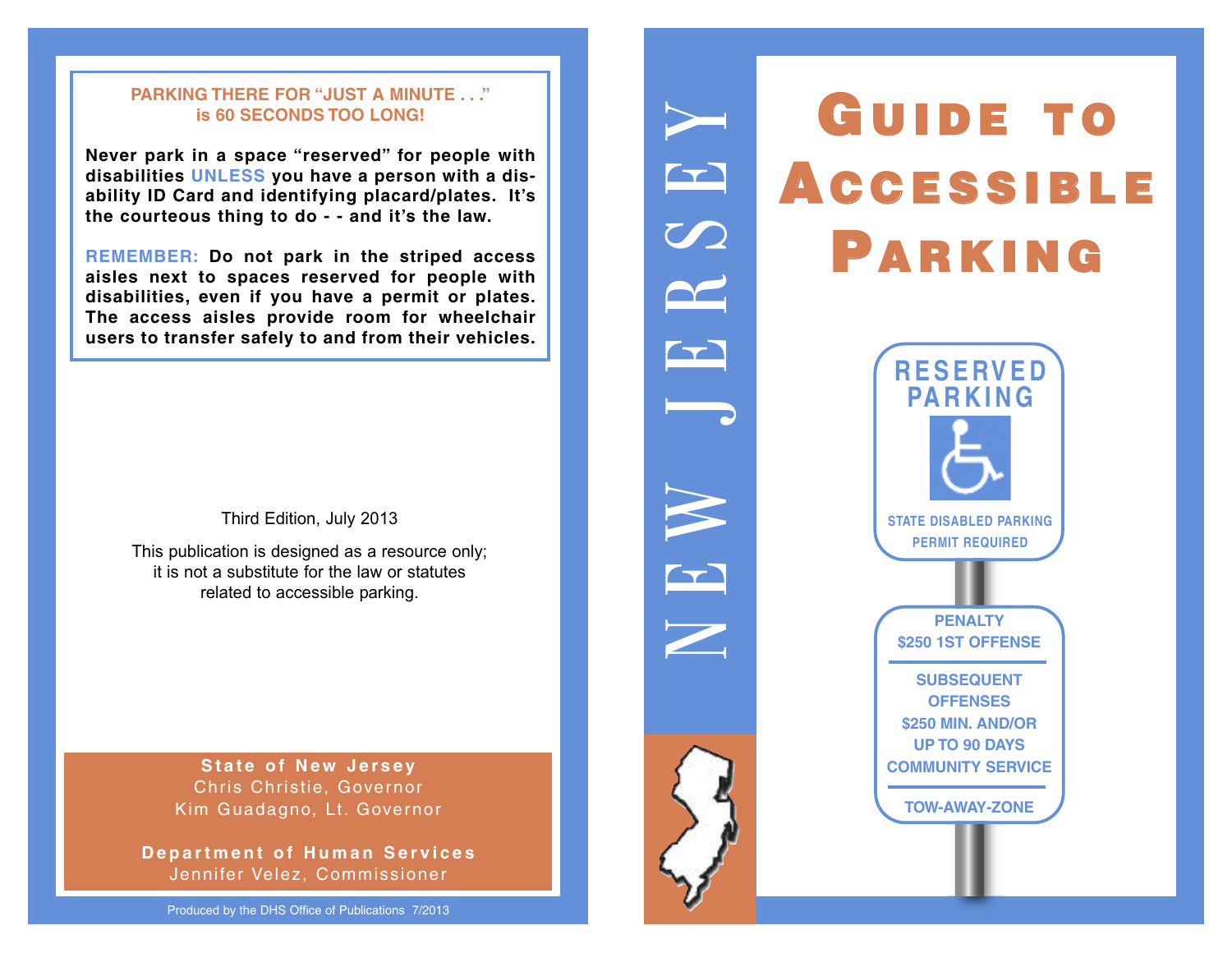**PARKING THERE FOR "JUST A MINUTE . . ." is 60 SECONDS TOO LONG!**

**Never park in a space "reserved" for people with disabilities UNLESS you have a person with a disability ID Card and identifying placard/plates. It's the courteous thing to do - - and it's the law.**

**REMEMBER: Do not park in the striped access aisles next to spaces reserved for people with disabilities, even if you have a permit or plates. The access aisles provide room for wheelchair users to transfer safely to and from their vehicles.**

Third Edition, July 2013

This publication is designed as a resource only; it is not a substitute for the law or statutes related to accessible parking.

**State of New Jersey**
Chris Christie, Governor
Kim Guadagno, Lt. Governor

**Department of Human Services**
Jennifer Velez, Commissioner

Produced by the DHS Office of Publications 7/2013

NEW JERSEY

# Guide to Accessible Parking

RESERVED PARKING

STATE DISABLED PARKING PERMIT REQUIRED

PENALTY
$250 1ST OFFENSE

SUBSEQUENT OFFENSES
$250 MIN. AND/OR
UP TO 90 DAYS
COMMUNITY SERVICE

TOW-AWAY-ZONE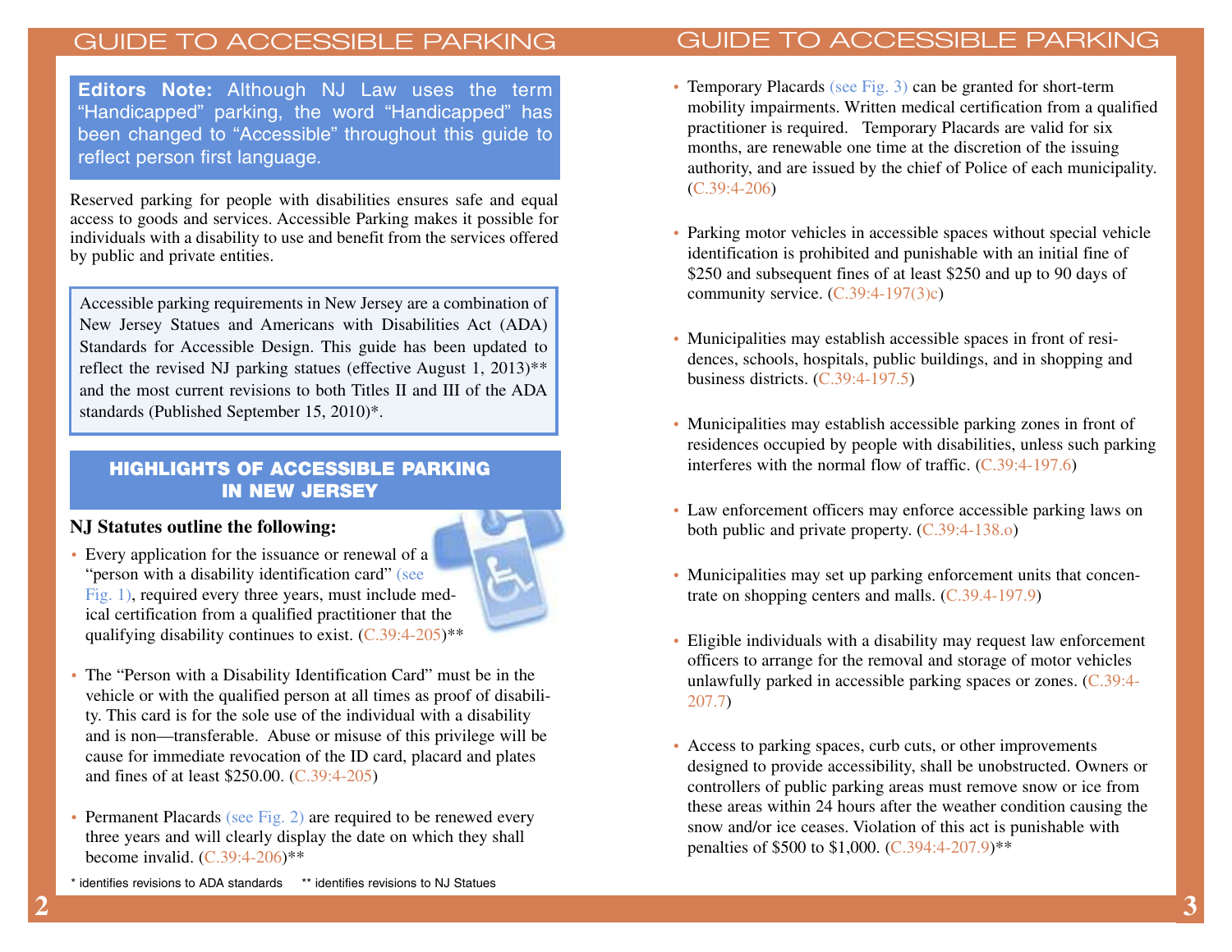**Editors Note:** Although NJ Law uses the term "Handicapped" parking, the word "Handicapped" has been changed to "Accessible" throughout this guide to reflect person first language.

Reserved parking for people with disabilities ensures safe and equal access to goods and services. Accessible Parking makes it possible for individuals with a disability to use and benefit from the services offered by public and private entities.

Accessible parking requirements in New Jersey are a combination of New Jersey Statues and Americans with Disabilities Act (ADA) Standards for Accessible Design. This guide has been updated to reflect the revised NJ parking statues (effective August 1, 2013)** and the most current revisions to both Titles II and III of the ADA standards (Published September 15, 2010)*.

## HIGHLIGHTS OF ACCESSIBLE PARKING IN NEW JERSEY

**NJ Statutes outline the following:**

- Every application for the issuance or renewal of a "person with a disability identification card" (see Fig. 1), required every three years, must include medical certification from a qualified practitioner that the qualifying disability continues to exist. (C.39:4-205)**
- The "Person with a Disability Identification Card" must be in the vehicle or with the qualified person at all times as proof of disability. This card is for the sole use of the individual with a disability and is non—transferable. Abuse or misuse of this privilege will be cause for immediate revocation of the ID card, placard and plates and fines of at least $250.00. (C.39:4-205)
- Permanent Placards (see Fig. 2) are required to be renewed every three years and will clearly display the date on which they shall become invalid. (C.39:4-206)**
- Temporary Placards (see Fig. 3) can be granted for short-term mobility impairments. Written medical certification from a qualified practitioner is required. Temporary Placards are valid for six months, are renewable one time at the discretion of the issuing authority, and are issued by the chief of Police of each municipality. (C.39:4-206)
- Parking motor vehicles in accessible spaces without special vehicle identification is prohibited and punishable with an initial fine of $250 and subsequent fines of at least $250 and up to 90 days of community service. (C.39:4-197(3)c)
- Municipalities may establish accessible spaces in front of residences, schools, hospitals, public buildings, and in shopping and business districts. (C.39:4-197.5)
- Municipalities may establish accessible parking zones in front of residences occupied by people with disabilities, unless such parking interferes with the normal flow of traffic. (C.39:4-197.6)
- Law enforcement officers may enforce accessible parking laws on both public and private property. (C.39:4-138.o)
- Municipalities may set up parking enforcement units that concentrate on shopping centers and malls. (C.39.4-197.9)
- Eligible individuals with a disability may request law enforcement officers to arrange for the removal and storage of motor vehicles unlawfully parked in accessible parking spaces or zones. (C.39:4-207.7)
- Access to parking spaces, curb cuts, or other improvements designed to provide accessibility, shall be unobstructed. Owners or controllers of public parking areas must remove snow or ice from these areas within 24 hours after the weather condition causing the snow and/or ice ceases. Violation of this act is punishable with penalties of $500 to $1,000. (C.394:4-207.9)**

\* identifies revisions to ADA standards  ** identifies revisions to NJ Statues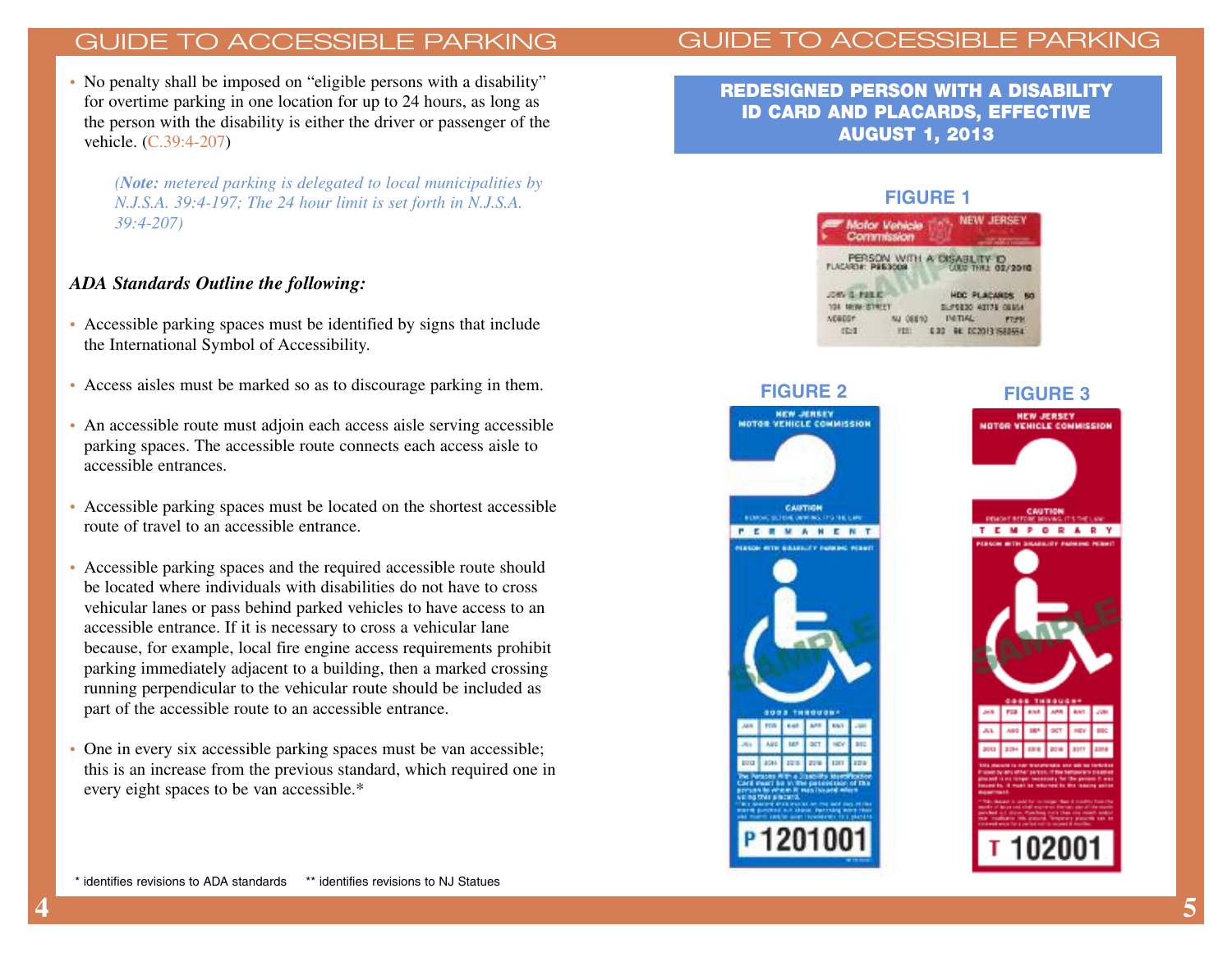- No penalty shall be imposed on "eligible persons with a disability" for overtime parking in one location for up to 24 hours, as long as the person with the disability is either the driver or passenger of the vehicle. (C.39:4-207)

  *(**Note:** metered parking is delegated to local municipalities by N.J.S.A. 39:4-197; The 24 hour limit is set forth in N.J.S.A. 39:4-207)*

***ADA Standards Outline the following:***

- Accessible parking spaces must be identified by signs that include the International Symbol of Accessibility.
- Access aisles must be marked so as to discourage parking in them.
- An accessible route must adjoin each access aisle serving accessible parking spaces. The accessible route connects each access aisle to accessible entrances.
- Accessible parking spaces must be located on the shortest accessible route of travel to an accessible entrance.
- Accessible parking spaces and the required accessible route should be located where individuals with disabilities do not have to cross vehicular lanes or pass behind parked vehicles to have access to an accessible entrance. If it is necessary to cross a vehicular lane because, for example, local fire engine access requirements prohibit parking immediately adjacent to a building, then a marked crossing running perpendicular to the vehicular route should be included as part of the accessible route to an accessible entrance.
- One in every six accessible parking spaces must be van accessible; this is an increase from the previous standard, which required one in every eight spaces to be van accessible.*

\* identifies revisions to ADA standards    ** identifies revisions to NJ Statues

## REDESIGNED PERSON WITH A DISABILITY ID CARD AND PLACARDS, EFFECTIVE AUGUST 1, 2013

**FIGURE 1**

**FIGURE 2**

**FIGURE 3**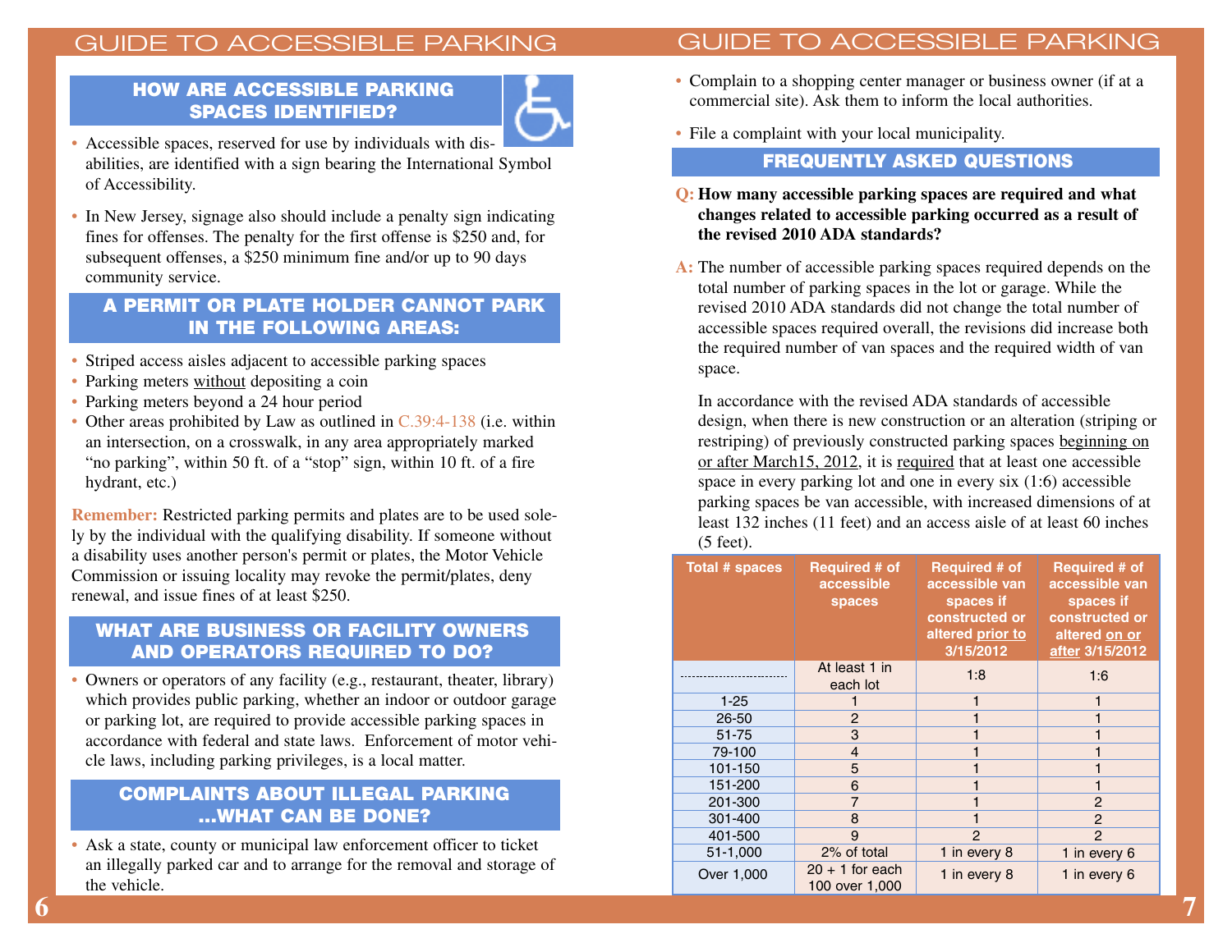## HOW ARE ACCESSIBLE PARKING SPACES IDENTIFIED?

- Accessible spaces, reserved for use by individuals with disabilities, are identified with a sign bearing the International Symbol of Accessibility.
- In New Jersey, signage also should include a penalty sign indicating fines for offenses. The penalty for the first offense is $250 and, for subsequent offenses, a $250 minimum fine and/or up to 90 days community service.

## A PERMIT OR PLATE HOLDER CANNOT PARK IN THE FOLLOWING AREAS:

- Striped access aisles adjacent to accessible parking spaces
- Parking meters without depositing a coin
- Parking meters beyond a 24 hour period
- Other areas prohibited by Law as outlined in C.39:4-138 (i.e. within an intersection, on a crosswalk, in any area appropriately marked "no parking", within 50 ft. of a "stop" sign, within 10 ft. of a fire hydrant, etc.)

**Remember:** Restricted parking permits and plates are to be used solely by the individual with the qualifying disability. If someone without a disability uses another person's permit or plates, the Motor Vehicle Commission or issuing locality may revoke the permit/plates, deny renewal, and issue fines of at least $250.

## WHAT ARE BUSINESS OR FACILITY OWNERS AND OPERATORS REQUIRED TO DO?

- Owners or operators of any facility (e.g., restaurant, theater, library) which provides public parking, whether an indoor or outdoor garage or parking lot, are required to provide accessible parking spaces in accordance with federal and state laws. Enforcement of motor vehicle laws, including parking privileges, is a local matter.

## COMPLAINTS ABOUT ILLEGAL PARKING ...WHAT CAN BE DONE?

- Ask a state, county or municipal law enforcement officer to ticket an illegally parked car and to arrange for the removal and storage of the vehicle.
- Complain to a shopping center manager or business owner (if at a commercial site). Ask them to inform the local authorities.
- File a complaint with your local municipality.

## FREQUENTLY ASKED QUESTIONS

**Q: How many accessible parking spaces are required and what changes related to accessible parking occurred as a result of the revised 2010 ADA standards?**

**A:** The number of accessible parking spaces required depends on the total number of parking spaces in the lot or garage. While the revised 2010 ADA standards did not change the total number of accessible spaces required overall, the revisions did increase both the required number of van spaces and the required width of van space.

In accordance with the revised ADA standards of accessible design, when there is new construction or an alteration (striping or restriping) of previously constructed parking spaces beginning on or after March15, 2012, it is required that at least one accessible space in every parking lot and one in every six (1:6) accessible parking spaces be van accessible, with increased dimensions of at least 132 inches (11 feet) and an access aisle of at least 60 inches (5 feet).

| Total # spaces | Required # of accessible spaces | Required # of accessible van spaces if constructed or altered prior to 3/15/2012 | Required # of accessible van spaces if constructed or altered on or after 3/15/2012 |
|---|---|---|---|
| ------------------------ | At least 1 in each lot | 1:8 | 1:6 |
| 1-25 | 1 | 1 | 1 |
| 26-50 | 2 | 1 | 1 |
| 51-75 | 3 | 1 | 1 |
| 79-100 | 4 | 1 | 1 |
| 101-150 | 5 | 1 | 1 |
| 151-200 | 6 | 1 | 1 |
| 201-300 | 7 | 1 | 2 |
| 301-400 | 8 | 1 | 2 |
| 401-500 | 9 | 2 | 2 |
| 51-1,000 | 2% of total | 1 in every 8 | 1 in every 6 |
| Over 1,000 | 20 + 1 for each 100 over 1,000 | 1 in every 8 | 1 in every 6 |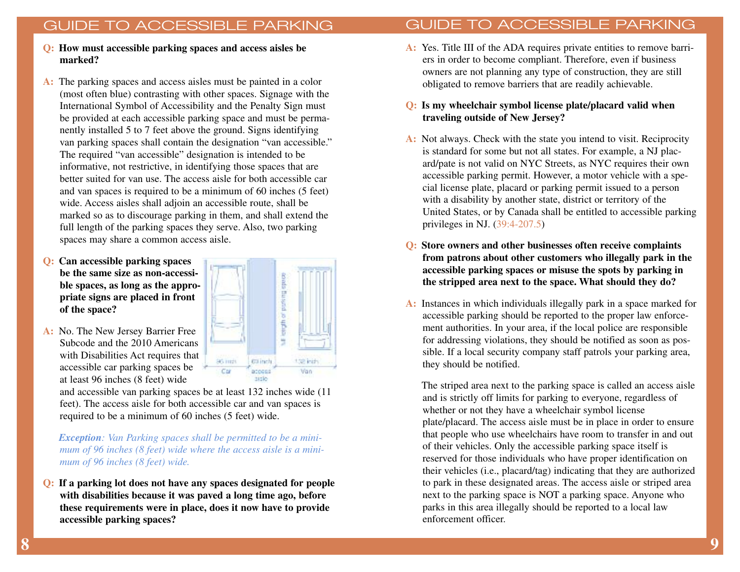**Q: How must accessible parking spaces and access aisles be marked?**

**A:** The parking spaces and access aisles must be painted in a color (most often blue) contrasting with other spaces. Signage with the International Symbol of Accessibility and the Penalty Sign must be provided at each accessible parking space and must be permanently installed 5 to 7 feet above the ground. Signs identifying van parking spaces shall contain the designation "van accessible." The required "van accessible" designation is intended to be informative, not restrictive, in identifying those spaces that are better suited for van use. The access aisle for both accessible car and van spaces is required to be a minimum of 60 inches (5 feet) wide. Access aisles shall adjoin an accessible route, shall be marked so as to discourage parking in them, and shall extend the full length of the parking spaces they serve. Also, two parking spaces may share a common access aisle.

**Q: Can accessible parking spaces be the same size as non-accessible spaces, as long as the appropriate signs are placed in front of the space?**

**A:** No. The New Jersey Barrier Free Subcode and the 2010 Americans with Disabilities Act requires that accessible car parking spaces be at least 96 inches (8 feet) wide and accessible van parking spaces be at least 132 inches wide (11 feet). The access aisle for both accessible car and van spaces is required to be a minimum of 60 inches (5 feet) wide.

96 inch Car | 60 inch access aisle | 132 inch Van | full length of parking space

*Exception: Van Parking spaces shall be permitted to be a minimum of 96 inches (8 feet) wide where the access aisle is a minimum of 96 inches (8 feet) wide.*

**Q: If a parking lot does not have any spaces designated for people with disabilities because it was paved a long time ago, before these requirements were in place, does it now have to provide accessible parking spaces?**

**A:** Yes. Title III of the ADA requires private entities to remove barriers in order to become compliant. Therefore, even if business owners are not planning any type of construction, they are still obligated to remove barriers that are readily achievable.

**Q: Is my wheelchair symbol license plate/placard valid when traveling outside of New Jersey?**

**A:** Not always. Check with the state you intend to visit. Reciprocity is standard for some but not all states. For example, a NJ placard/pate is not valid on NYC Streets, as NYC requires their own accessible parking permit. However, a motor vehicle with a special license plate, placard or parking permit issued to a person with a disability by another state, district or territory of the United States, or by Canada shall be entitled to accessible parking privileges in NJ. (39:4-207.5)

**Q: Store owners and other businesses often receive complaints from patrons about other customers who illegally park in the accessible parking spaces or misuse the spots by parking in the stripped area next to the space. What should they do?**

**A:** Instances in which individuals illegally park in a space marked for accessible parking should be reported to the proper law enforcement authorities. In your area, if the local police are responsible for addressing violations, they should be notified as soon as possible. If a local security company staff patrols your parking area, they should be notified.

The striped area next to the parking space is called an access aisle and is strictly off limits for parking to everyone, regardless of whether or not they have a wheelchair symbol license plate/placard. The access aisle must be in place in order to ensure that people who use wheelchairs have room to transfer in and out of their vehicles. Only the accessible parking space itself is reserved for those individuals who have proper identification on their vehicles (i.e., placard/tag) indicating that they are authorized to park in these designated areas. The access aisle or striped area next to the parking space is NOT a parking space. Anyone who parks in this area illegally should be reported to a local law enforcement officer.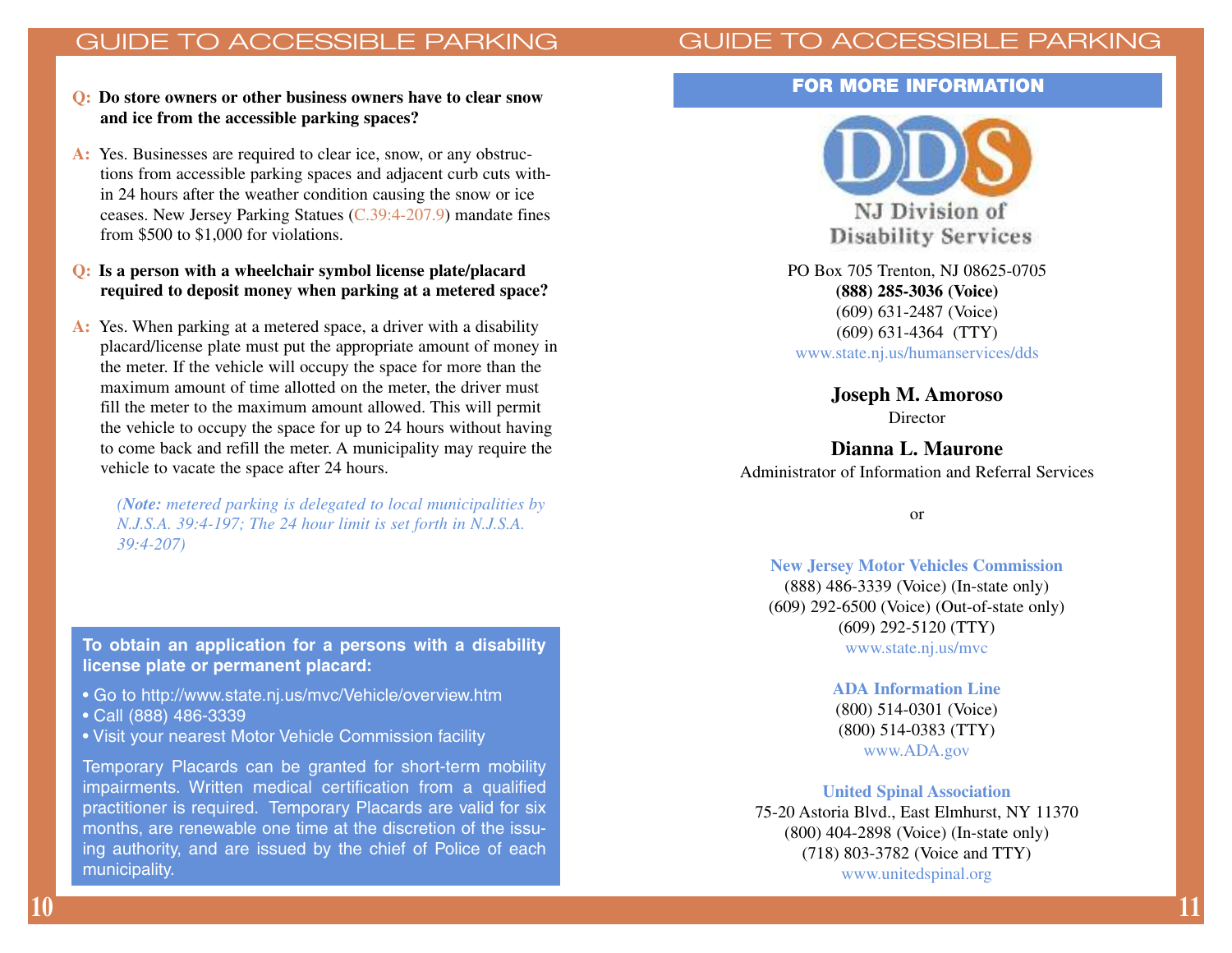**Q: Do store owners or other business owners have to clear snow and ice from the accessible parking spaces?**

**A:** Yes. Businesses are required to clear ice, snow, or any obstructions from accessible parking spaces and adjacent curb cuts within 24 hours after the weather condition causing the snow or ice ceases. New Jersey Parking Statues (C.39:4-207.9) mandate fines from $500 to $1,000 for violations.

**Q: Is a person with a wheelchair symbol license plate/placard required to deposit money when parking at a metered space?**

**A:** Yes. When parking at a metered space, a driver with a disability placard/license plate must put the appropriate amount of money in the meter. If the vehicle will occupy the space for more than the maximum amount of time allotted on the meter, the driver must fill the meter to the maximum amount allowed. This will permit the vehicle to occupy the space for up to 24 hours without having to come back and refill the meter. A municipality may require the vehicle to vacate the space after 24 hours.

*(**Note:** metered parking is delegated to local municipalities by N.J.S.A. 39:4-197; The 24 hour limit is set forth in N.J.S.A. 39:4-207)*

**To obtain an application for a persons with a disability license plate or permanent placard:**

- Go to http://www.state.nj.us/mvc/Vehicle/overview.htm
- Call (888) 486-3339
- Visit your nearest Motor Vehicle Commission facility

Temporary Placards can be granted for short-term mobility impairments. Written medical certification from a qualified practitioner is required. Temporary Placards are valid for six months, are renewable one time at the discretion of the issuing authority, and are issued by the chief of Police of each municipality.

## FOR MORE INFORMATION

DDS
NJ Division of Disability Services

PO Box 705 Trenton, NJ 08625-0705
**(888) 285-3036 (Voice)**
(609) 631-2487 (Voice)
(609) 631-4364 (TTY)
www.state.nj.us/humanservices/dds

**Joseph M. Amoroso**
Director

**Dianna L. Maurone**
Administrator of Information and Referral Services

or

**New Jersey Motor Vehicles Commission**
(888) 486-3339 (Voice) (In-state only)
(609) 292-6500 (Voice) (Out-of-state only)
(609) 292-5120 (TTY)
www.state.nj.us/mvc

**ADA Information Line**
(800) 514-0301 (Voice)
(800) 514-0383 (TTY)
www.ADA.gov

**United Spinal Association**
75-20 Astoria Blvd., East Elmhurst, NY 11370
(800) 404-2898 (Voice) (In-state only)
(718) 803-3782 (Voice and TTY)
www.unitedspinal.org